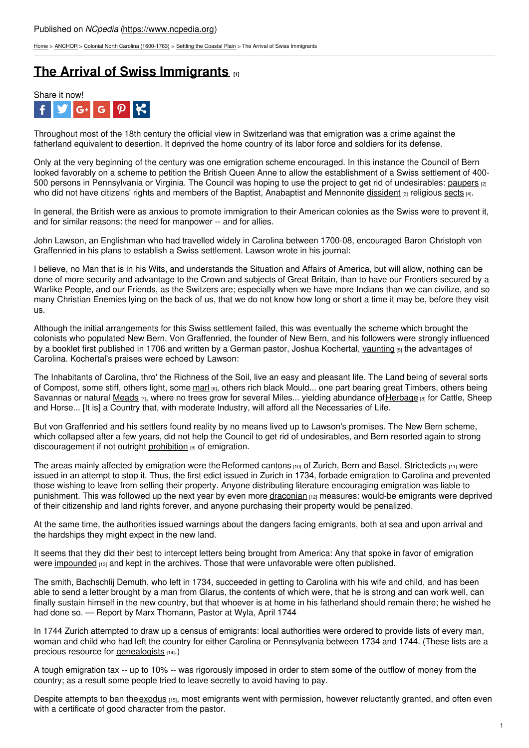Published on *NCpedia* (https://www.ncpedia.org)

Home > ANCHOR > Colonial North Carolina (1600-1763) > Settling the Coastal Plain > The Arrival of Swiss Immigrants

# The Arrival of Swiss Immigrants [1]

Share it now!

Throughout most of the 18th century the official view in Switzerland was that emigration was a crime against the fatherland equivalent to desertion. It deprived the home country of its labor force and soldiers for its defense.

Only at the very beginning of the century was one emigration scheme encouraged. In this instance the Council of Bern looked favorably on a scheme to petition the British Queen Anne to allow the establishment of a Swiss settlement of 400-500 persons in Pennsylvania or Virginia. The Council was hoping to use the project to get rid of undesirables: paupers [2] who did not have citizens' rights and members of the Baptist, Anabaptist and Mennonite dissident [3] religious sects [4].

In general, the British were as anxious to promote immigration to their American colonies as the Swiss were to prevent it, and for similar reasons: the need for manpower -- and for allies.

John Lawson, an Englishman who had travelled widely in Carolina between 1700-08, encouraged Baron Christoph von Graffenried in his plans to establish a Swiss settlement. Lawson wrote in his journal:

I believe, no Man that is in his Wits, and understands the Situation and Affairs of America, but will allow, nothing can be done of more security and advantage to the Crown and subjects of Great Britain, than to have our Frontiers secured by a Warlike People, and our Friends, as the Switzers are; especially when we have more Indians than we can civilize, and so many Christian Enemies lying on the back of us, that we do not know how long or short a time it may be, before they visit us.

Although the initial arrangements for this Swiss settlement failed, this was eventually the scheme which brought the colonists who populated New Bern. Von Graffenried, the founder of New Bern, and his followers were strongly influenced by a booklet first published in 1706 and written by a German pastor, Joshua Kochertal, vaunting [5] the advantages of Carolina. Kochertal's praises were echoed by Lawson:

The Inhabitants of Carolina, thro' the Richness of the Soil, live an easy and pleasant life. The Land being of several sorts of Compost, some stiff, others light, some marl [6], others rich black Mould... one part bearing great Timbers, others being Savannas or natural Meads [7], where no trees grow for several Miles... yielding abundance of Herbage [8] for Cattle, Sheep and Horse... [It is] a Country that, with moderate Industry, will afford all the Necessaries of Life.

But von Graffenried and his settlers found reality by no means lived up to Lawson's promises. The New Bern scheme, which collapsed after a few years, did not help the Council to get rid of undesirables, and Bern resorted again to strong discouragement if not outright prohibition [9] of emigration.

The areas mainly affected by emigration were the Reformed cantons [10] of Zurich, Bern and Basel. Strict edicts [11] were issued in an attempt to stop it. Thus, the first edict issued in Zurich in 1734, forbade emigration to Carolina and prevented those wishing to leave from selling their property. Anyone distributing literature encouraging emigration was liable to punishment. This was followed up the next year by even more draconian [12] measures: would-be emigrants were deprived of their citizenship and land rights forever, and anyone purchasing their property would be penalized.

At the same time, the authorities issued warnings about the dangers facing emigrants, both at sea and upon arrival and the hardships they might expect in the new land.

It seems that they did their best to intercept letters being brought from America: Any that spoke in favor of emigration were impounded [13] and kept in the archives. Those that were unfavorable were often published.

The smith, Bachschlij Demuth, who left in 1734, succeeded in getting to Carolina with his wife and child, and has been able to send a letter brought by a man from Glarus, the contents of which were, that he is strong and can work well, can finally sustain himself in the new country, but that whoever is at home in his fatherland should remain there; he wished he had done so. — Report by Marx Thomann, Pastor at Wyla, April 1744

In 1744 Zurich attempted to draw up a census of emigrants: local authorities were ordered to provide lists of every man, woman and child who had left the country for either Carolina or Pennsylvania between 1734 and 1744. (These lists are a precious resource for genealogists [14].)

A tough emigration tax -- up to 10% -- was rigorously imposed in order to stem some of the outflow of money from the country; as a result some people tried to leave secretly to avoid having to pay.

Despite attempts to ban the exodus [15], most emigrants went with permission, however reluctantly granted, and often even with a certificate of good character from the pastor.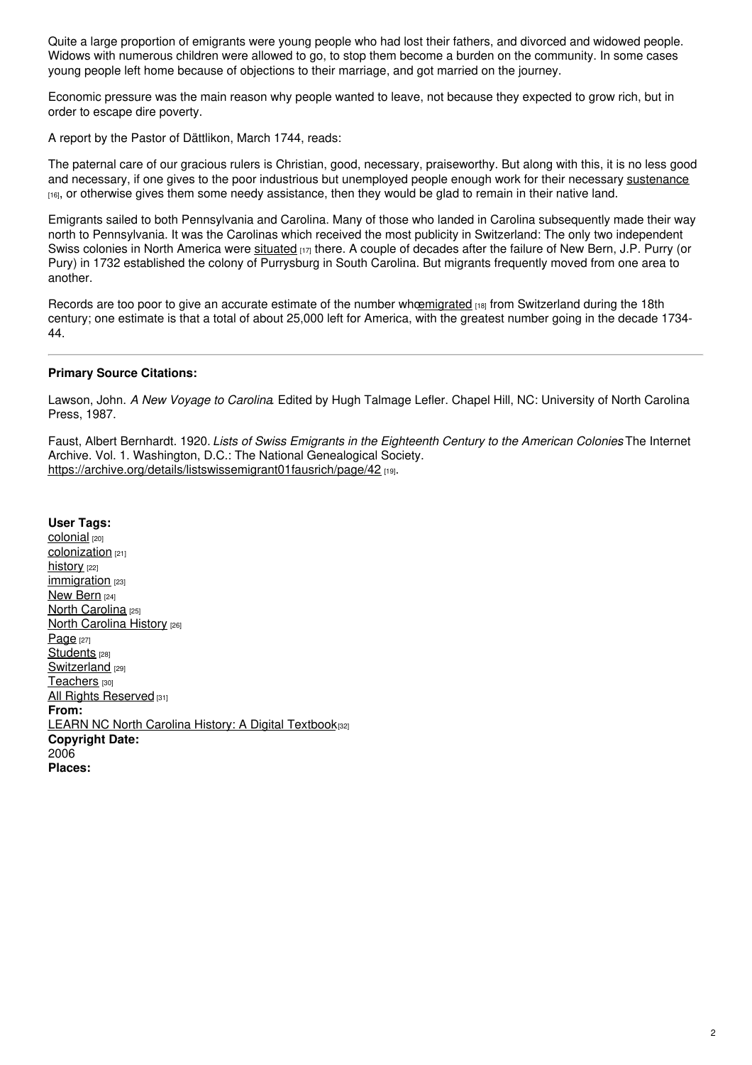Quite a large proportion of emigrants were young people who had lost their fathers, and divorced and widowed people. Widows with numerous children were allowed to go, to stop them become a burden on the community. In some cases young people left home because of objections to their marriage, and got married on the journey.

Economic pressure was the main reason why people wanted to leave, not because they expected to grow rich, but in order to escape dire poverty.

A report by the Pastor of Dättlikon, March 1744, reads:

The paternal care of our gracious rulers is Christian, good, necessary, praiseworthy. But along with this, it is no less good and necessary, if one gives to the poor industrious but unemployed people enough work for their necessary sustenance [16], or otherwise gives them some needy assistance, then they would be glad to remain in their native land.

Emigrants sailed to both Pennsylvania and Carolina. Many of those who landed in Carolina subsequently made their way north to Pennsylvania. It was the Carolinas which received the most publicity in Switzerland: The only two independent Swiss colonies in North America were situated [17] there. A couple of decades after the failure of New Bern, J.P. Purry (or Pury) in 1732 established the colony of Purrysburg in South Carolina. But migrants frequently moved from one area to another.

Records are too poor to give an accurate estimate of the number who emigrated [18] from Switzerland during the 18th century; one estimate is that a total of about 25,000 left for America, with the greatest number going in the decade 1734-44.

---

**Primary Source Citations:**

Lawson, John. *A New Voyage to Carolina*. Edited by Hugh Talmage Lefler. Chapel Hill, NC: University of North Carolina Press, 1987.

Faust, Albert Bernhardt. 1920. *Lists of Swiss Emigrants in the Eighteenth Century to the American Colonies*. The Internet Archive. Vol. 1. Washington, D.C.: The National Genealogical Society. https://archive.org/details/listswissemigrant01fausrich/page/42 [19].

**User Tags:**
colonial [20]
colonization [21]
history [22]
immigration [23]
New Bern [24]
North Carolina [25]
North Carolina History [26]
Page [27]
Students [28]
Switzerland [29]
Teachers [30]
All Rights Reserved [31]
**From:**
LEARN NC North Carolina History: A Digital Textbook [32]
**Copyright Date:**
2006
**Places:**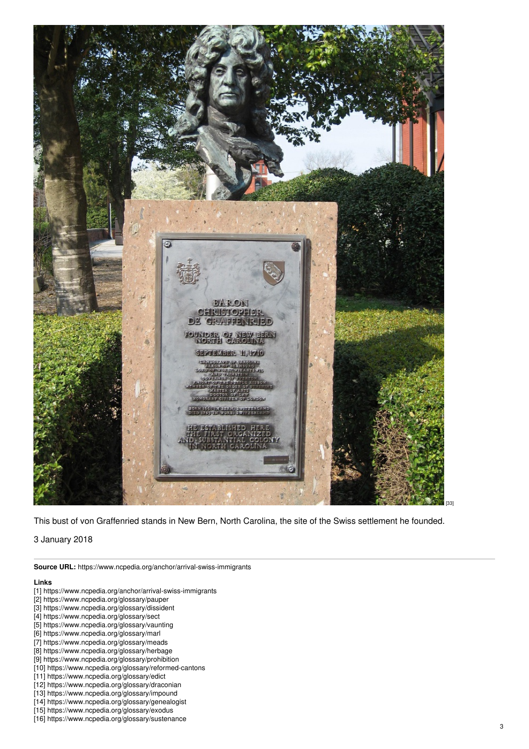[33]

This bust of von Graffenried stands in New Bern, North Carolina, the site of the Swiss settlement he founded.

3 January 2018

---

**Source URL:** https://www.ncpedia.org/anchor/arrival-swiss-immigrants

**Links**

[1] https://www.ncpedia.org/anchor/arrival-swiss-immigrants
[2] https://www.ncpedia.org/glossary/pauper
[3] https://www.ncpedia.org/glossary/dissident
[4] https://www.ncpedia.org/glossary/sect
[5] https://www.ncpedia.org/glossary/vaunting
[6] https://www.ncpedia.org/glossary/marl
[7] https://www.ncpedia.org/glossary/meads
[8] https://www.ncpedia.org/glossary/herbage
[9] https://www.ncpedia.org/glossary/prohibition
[10] https://www.ncpedia.org/glossary/reformed-cantons
[11] https://www.ncpedia.org/glossary/edict
[12] https://www.ncpedia.org/glossary/draconian
[13] https://www.ncpedia.org/glossary/impound
[14] https://www.ncpedia.org/glossary/genealogist
[15] https://www.ncpedia.org/glossary/exodus
[16] https://www.ncpedia.org/glossary/sustenance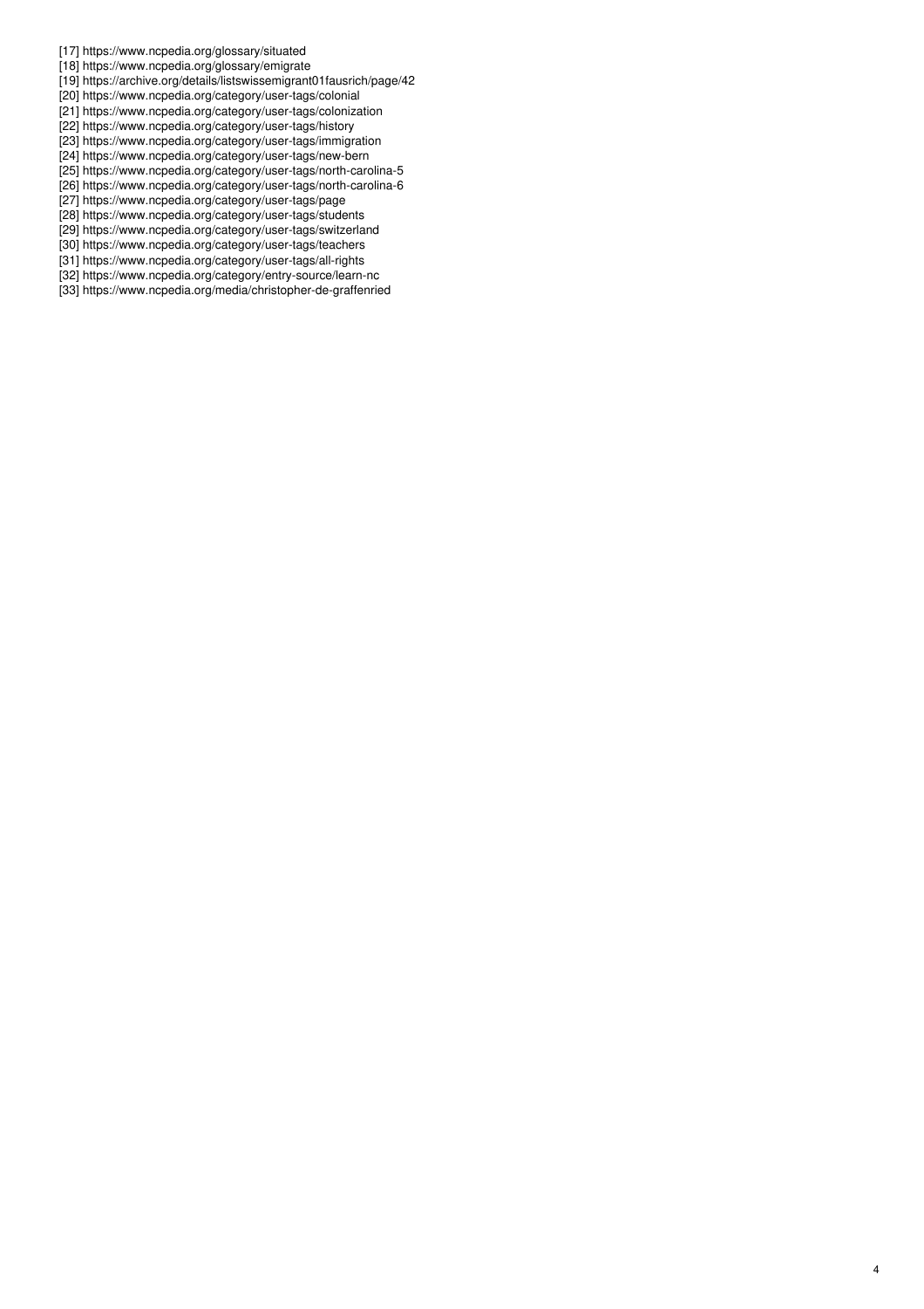[17] https://www.ncpedia.org/glossary/situated
[18] https://www.ncpedia.org/glossary/emigrate
[19] https://archive.org/details/listswissemigrant01fausrich/page/42
[20] https://www.ncpedia.org/category/user-tags/colonial
[21] https://www.ncpedia.org/category/user-tags/colonization
[22] https://www.ncpedia.org/category/user-tags/history
[23] https://www.ncpedia.org/category/user-tags/immigration
[24] https://www.ncpedia.org/category/user-tags/new-bern
[25] https://www.ncpedia.org/category/user-tags/north-carolina-5
[26] https://www.ncpedia.org/category/user-tags/north-carolina-6
[27] https://www.ncpedia.org/category/user-tags/page
[28] https://www.ncpedia.org/category/user-tags/students
[29] https://www.ncpedia.org/category/user-tags/switzerland
[30] https://www.ncpedia.org/category/user-tags/teachers
[31] https://www.ncpedia.org/category/user-tags/all-rights
[32] https://www.ncpedia.org/category/entry-source/learn-nc
[33] https://www.ncpedia.org/media/christopher-de-graffenried